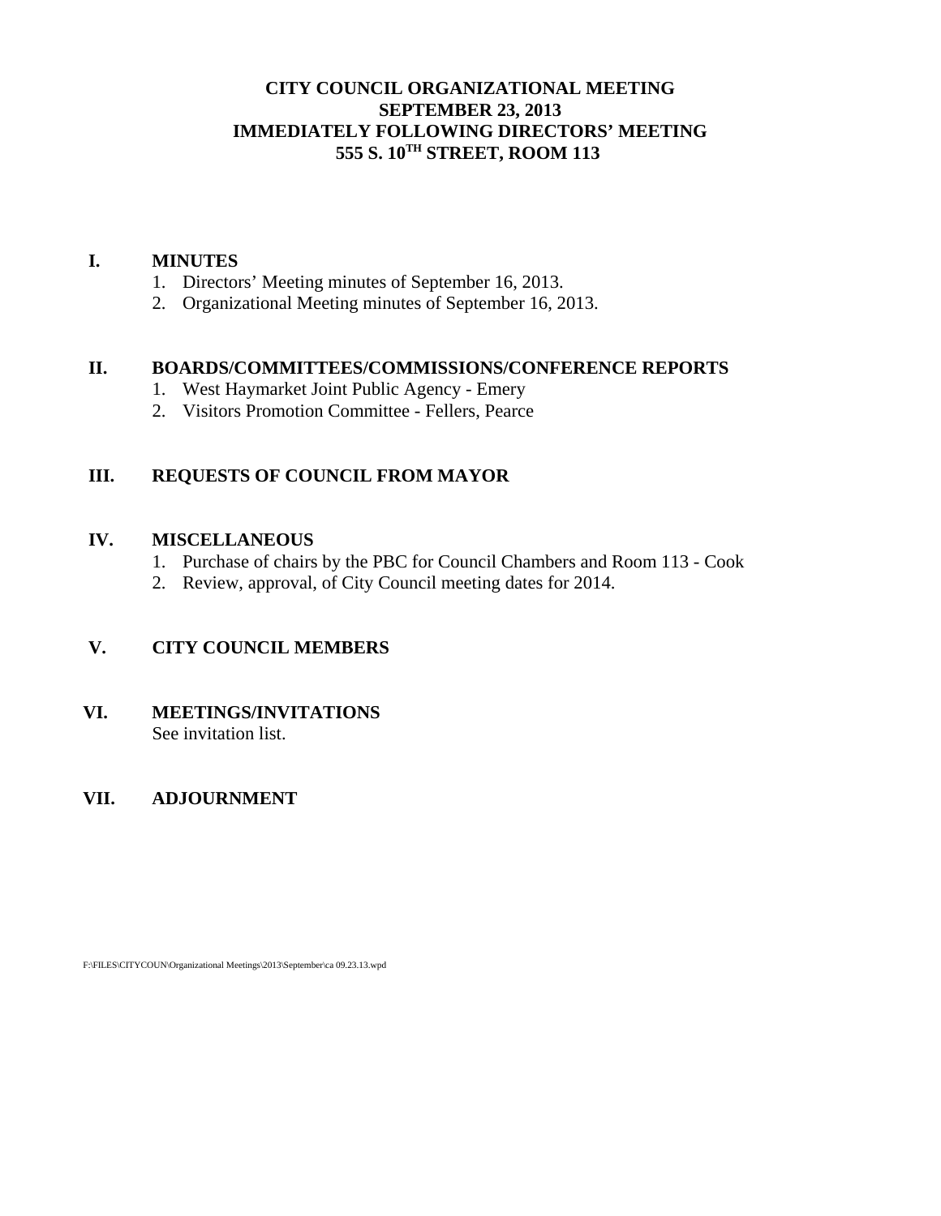# CITY COUNCIL ORGANIZATIONAL MEETING
## SEPTEMBER 23, 2013
## IMMEDIATELY FOLLOWING DIRECTORS' MEETING
## 555 S. 10TH STREET, ROOM 113

**I. MINUTES**

1. Directors' Meeting minutes of September 16, 2013.
2. Organizational Meeting minutes of September 16, 2013.

**II. BOARDS/COMMITTEES/COMMISSIONS/CONFERENCE REPORTS**

1. West Haymarket Joint Public Agency - Emery
2. Visitors Promotion Committee - Fellers, Pearce

**III. REQUESTS OF COUNCIL FROM MAYOR**

**IV. MISCELLANEOUS**

1. Purchase of chairs by the PBC for Council Chambers and Room 113 - Cook
2. Review, approval, of City Council meeting dates for 2014.

**V. CITY COUNCIL MEMBERS**

**VI. MEETINGS/INVITATIONS**

See invitation list.

**VII. ADJOURNMENT**

F:\FILES\CITYCOUN\Organizational Meetings\2013\September\ca 09.23.13.wpd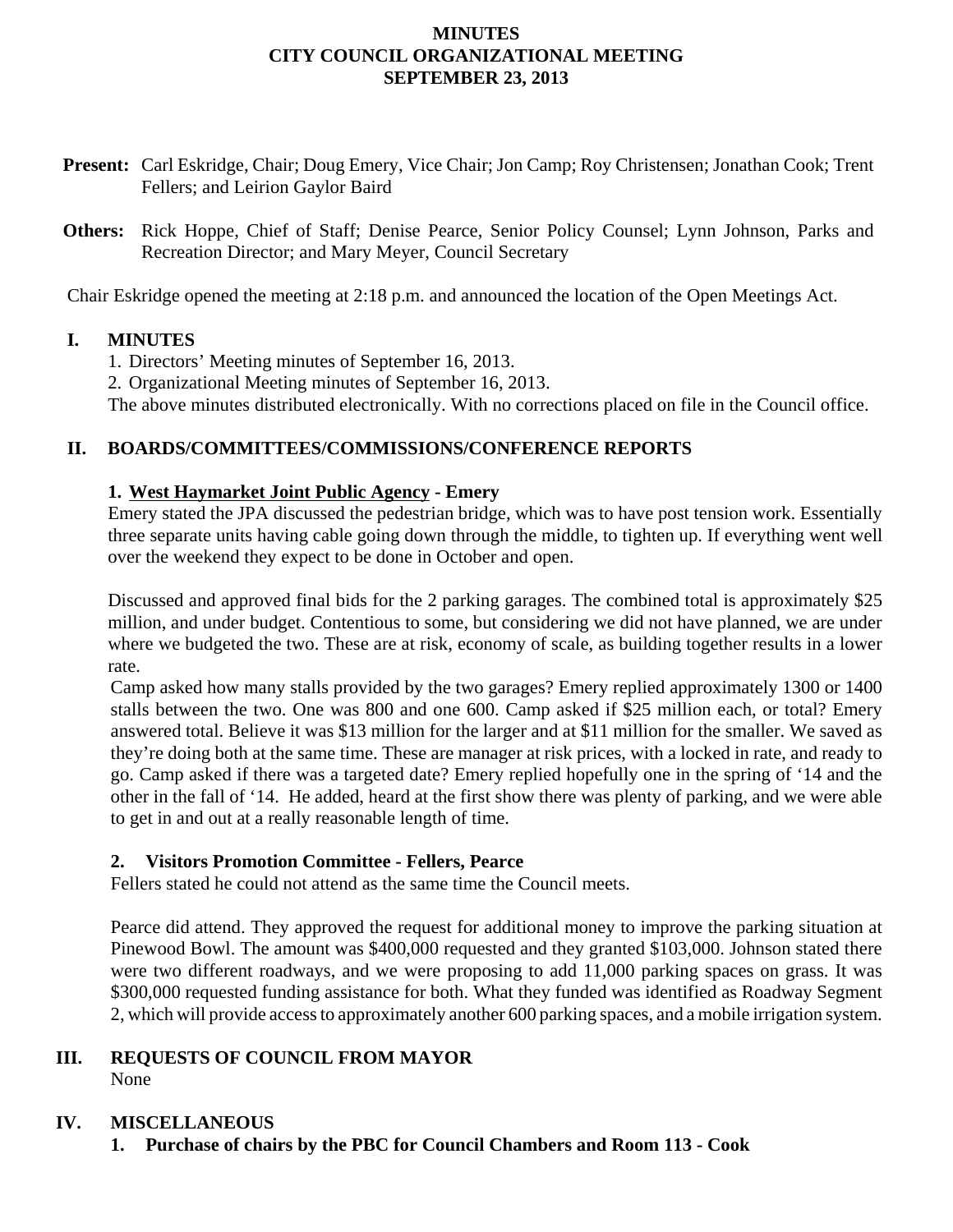# MINUTES
# CITY COUNCIL ORGANIZATIONAL MEETING
# SEPTEMBER 23, 2013

**Present:** Carl Eskridge, Chair; Doug Emery, Vice Chair; Jon Camp; Roy Christensen; Jonathan Cook; Trent Fellers; and Leirion Gaylor Baird

**Others:** Rick Hoppe, Chief of Staff; Denise Pearce, Senior Policy Counsel; Lynn Johnson, Parks and Recreation Director; and Mary Meyer, Council Secretary

Chair Eskridge opened the meeting at 2:18 p.m. and announced the location of the Open Meetings Act.

## I. MINUTES

1. Directors' Meeting minutes of September 16, 2013.
2. Organizational Meeting minutes of September 16, 2013.

The above minutes distributed electronically. With no corrections placed on file in the Council office.

## II. BOARDS/COMMITTEES/COMMISSIONS/CONFERENCE REPORTS

### 1. West Haymarket Joint Public Agency - Emery

Emery stated the JPA discussed the pedestrian bridge, which was to have post tension work. Essentially three separate units having cable going down through the middle, to tighten up. If everything went well over the weekend they expect to be done in October and open.

Discussed and approved final bids for the 2 parking garages. The combined total is approximately $25 million, and under budget. Contentious to some, but considering we did not have planned, we are under where we budgeted the two. These are at risk, economy of scale, as building together results in a lower rate.

Camp asked how many stalls provided by the two garages? Emery replied approximately 1300 or 1400 stalls between the two. One was 800 and one 600. Camp asked if $25 million each, or total? Emery answered total. Believe it was $13 million for the larger and at $11 million for the smaller. We saved as they're doing both at the same time. These are manager at risk prices, with a locked in rate, and ready to go. Camp asked if there was a targeted date? Emery replied hopefully one in the spring of '14 and the other in the fall of '14. He added, heard at the first show there was plenty of parking, and we were able to get in and out at a really reasonable length of time.

### 2. Visitors Promotion Committee - Fellers, Pearce

Fellers stated he could not attend as the same time the Council meets.

Pearce did attend. They approved the request for additional money to improve the parking situation at Pinewood Bowl. The amount was $400,000 requested and they granted $103,000. Johnson stated there were two different roadways, and we were proposing to add 11,000 parking spaces on grass. It was $300,000 requested funding assistance for both. What they funded was identified as Roadway Segment 2, which will provide access to approximately another 600 parking spaces, and a mobile irrigation system.

## III. REQUESTS OF COUNCIL FROM MAYOR

None

## IV. MISCELLANEOUS

### 1. Purchase of chairs by the PBC for Council Chambers and Room 113 - Cook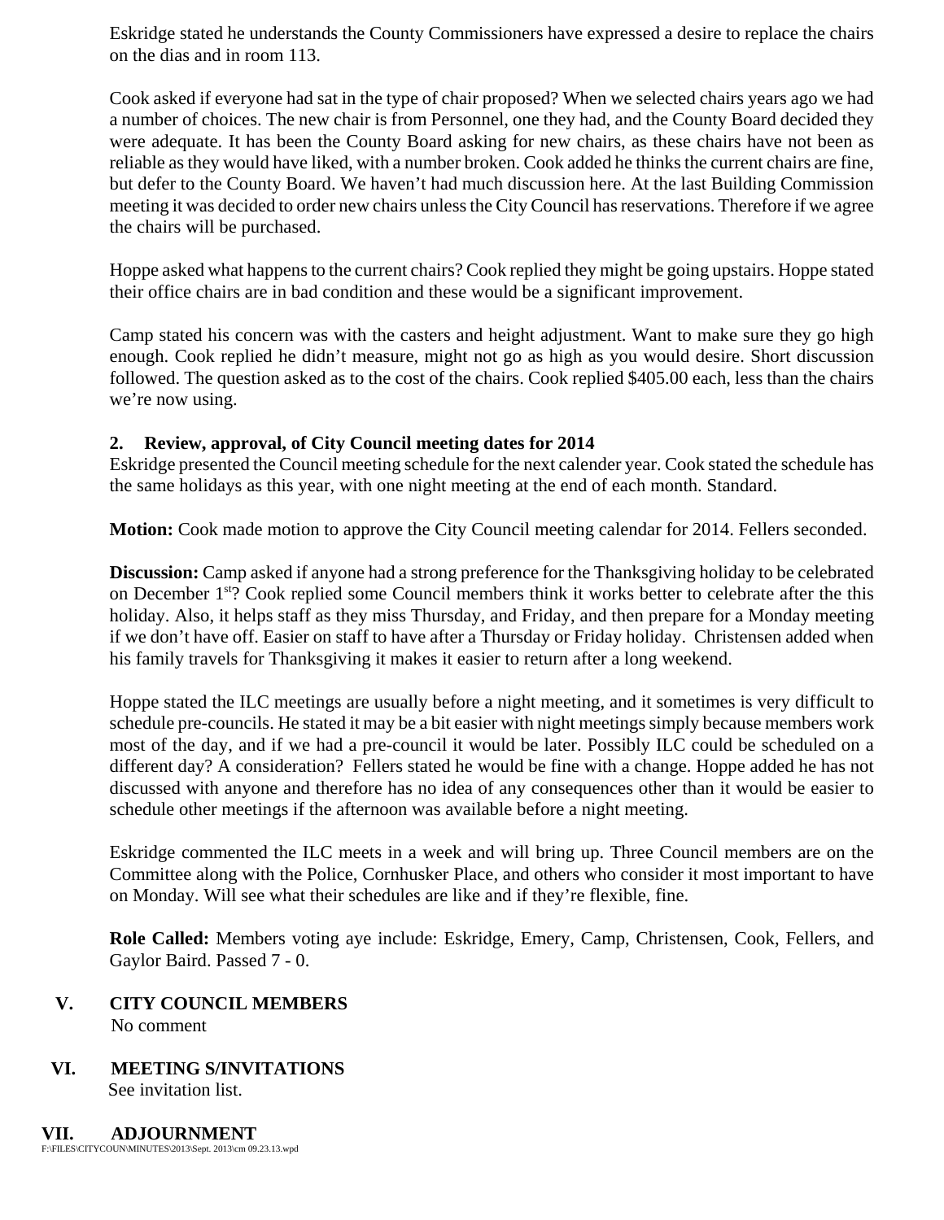Eskridge stated he understands the County Commissioners have expressed a desire to replace the chairs on the dias and in room 113.

Cook asked if everyone had sat in the type of chair proposed? When we selected chairs years ago we had a number of choices. The new chair is from Personnel, one they had, and the County Board decided they were adequate. It has been the County Board asking for new chairs, as these chairs have not been as reliable as they would have liked, with a number broken. Cook added he thinks the current chairs are fine, but defer to the County Board. We haven't had much discussion here. At the last Building Commission meeting it was decided to order new chairs unless the City Council has reservations. Therefore if we agree the chairs will be purchased.

Hoppe asked what happens to the current chairs? Cook replied they might be going upstairs. Hoppe stated their office chairs are in bad condition and these would be a significant improvement.

Camp stated his concern was with the casters and height adjustment. Want to make sure they go high enough. Cook replied he didn't measure, might not go as high as you would desire. Short discussion followed. The question asked as to the cost of the chairs. Cook replied $405.00 each, less than the chairs we're now using.

**2. Review, approval, of City Council meeting dates for 2014**

Eskridge presented the Council meeting schedule for the next calender year. Cook stated the schedule has the same holidays as this year, with one night meeting at the end of each month. Standard.

**Motion:** Cook made motion to approve the City Council meeting calendar for 2014. Fellers seconded.

**Discussion:** Camp asked if anyone had a strong preference for the Thanksgiving holiday to be celebrated on December 1st? Cook replied some Council members think it works better to celebrate after the this holiday. Also, it helps staff as they miss Thursday, and Friday, and then prepare for a Monday meeting if we don't have off. Easier on staff to have after a Thursday or Friday holiday. Christensen added when his family travels for Thanksgiving it makes it easier to return after a long weekend.

Hoppe stated the ILC meetings are usually before a night meeting, and it sometimes is very difficult to schedule pre-councils. He stated it may be a bit easier with night meetings simply because members work most of the day, and if we had a pre-council it would be later. Possibly ILC could be scheduled on a different day? A consideration? Fellers stated he would be fine with a change. Hoppe added he has not discussed with anyone and therefore has no idea of any consequences other than it would be easier to schedule other meetings if the afternoon was available before a night meeting.

Eskridge commented the ILC meets in a week and will bring up. Three Council members are on the Committee along with the Police, Cornhusker Place, and others who consider it most important to have on Monday. Will see what their schedules are like and if they're flexible, fine.

**Role Called:** Members voting aye include: Eskridge, Emery, Camp, Christensen, Cook, Fellers, and Gaylor Baird. Passed 7 - 0.

## V. CITY COUNCIL MEMBERS

No comment

## VI. MEETING S/INVITATIONS

See invitation list.

## VII. ADJOURNMENT

F:\FILES\CITYCOUN\MINUTES\2013\Sept. 2013\cm 09.23.13.wpd